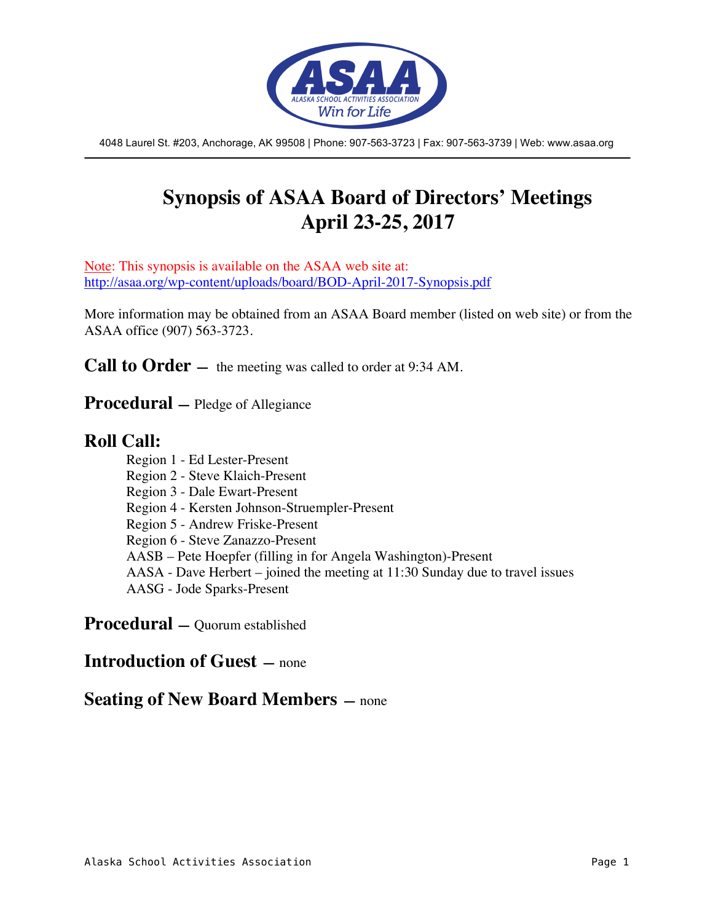4048 Laurel St. #203, Anchorage, AK 99508 | Phone: 907-563-3723 | Fax: 907-563-3739 | Web: www.asaa.org

# Synopsis of ASAA Board of Directors' Meetings April 23-25, 2017

Note: This synopsis is available on the ASAA web site at: http://asaa.org/wp-content/uploads/board/BOD-April-2017-Synopsis.pdf

More information may be obtained from an ASAA Board member (listed on web site) or from the ASAA office (907) 563-3723.

## Call to Order — the meeting was called to order at 9:34 AM.

## Procedural — Pledge of Allegiance

## Roll Call:

Region 1 - Ed Lester-Present
Region 2 - Steve Klaich-Present
Region 3 - Dale Ewart-Present
Region 4 - Kersten Johnson-Struempler-Present
Region 5 - Andrew Friske-Present
Region 6 - Steve Zanazzo-Present
AASB – Pete Hoepfer (filling in for Angela Washington)-Present
AASA - Dave Herbert – joined the meeting at 11:30 Sunday due to travel issues
AASG - Jode Sparks-Present

## Procedural — Quorum established

## Introduction of Guest — none

## Seating of New Board Members — none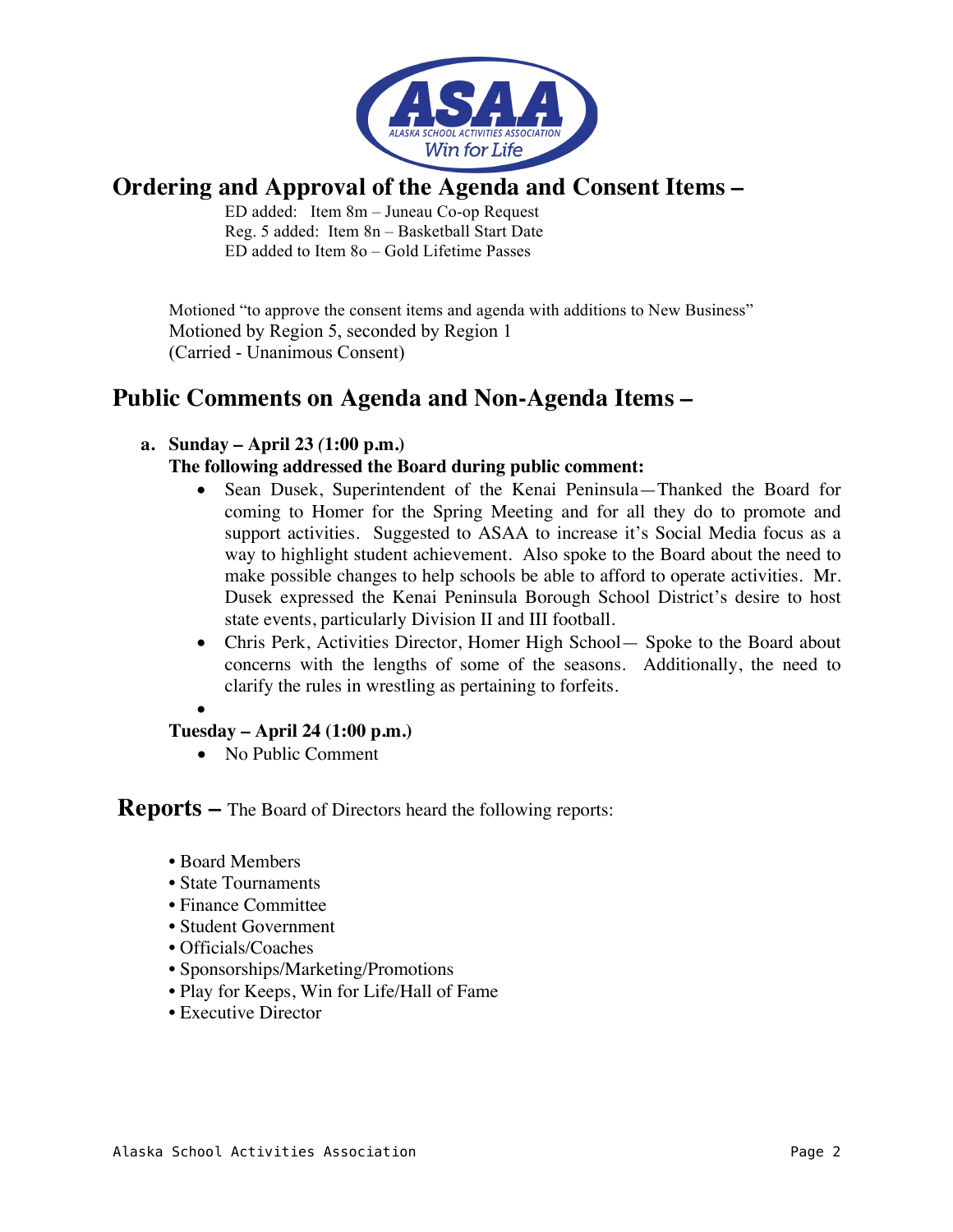## Ordering and Approval of the Agenda and Consent Items –

ED added: Item 8m – Juneau Co-op Request
Reg. 5 added: Item 8n – Basketball Start Date
ED added to Item 8o – Gold Lifetime Passes

Motioned "to approve the consent items and agenda with additions to New Business"
Motioned by Region 5, seconded by Region 1
(Carried - Unanimous Consent)

## Public Comments on Agenda and Non-Agenda Items –

**a. Sunday – April 23 (1:00 p.m.)**

**The following addressed the Board during public comment:**

- Sean Dusek, Superintendent of the Kenai Peninsula—Thanked the Board for coming to Homer for the Spring Meeting and for all they do to promote and support activities. Suggested to ASAA to increase it's Social Media focus as a way to highlight student achievement. Also spoke to the Board about the need to make possible changes to help schools be able to afford to operate activities. Mr. Dusek expressed the Kenai Peninsula Borough School District's desire to host state events, particularly Division II and III football.
- Chris Perk, Activities Director, Homer High School— Spoke to the Board about concerns with the lengths of some of the seasons. Additionally, the need to clarify the rules in wrestling as pertaining to forfeits.

**Tuesday – April 24 (1:00 p.m.)**

- No Public Comment

## Reports – The Board of Directors heard the following reports:

- Board Members
- State Tournaments
- Finance Committee
- Student Government
- Officials/Coaches
- Sponsorships/Marketing/Promotions
- Play for Keeps, Win for Life/Hall of Fame
- Executive Director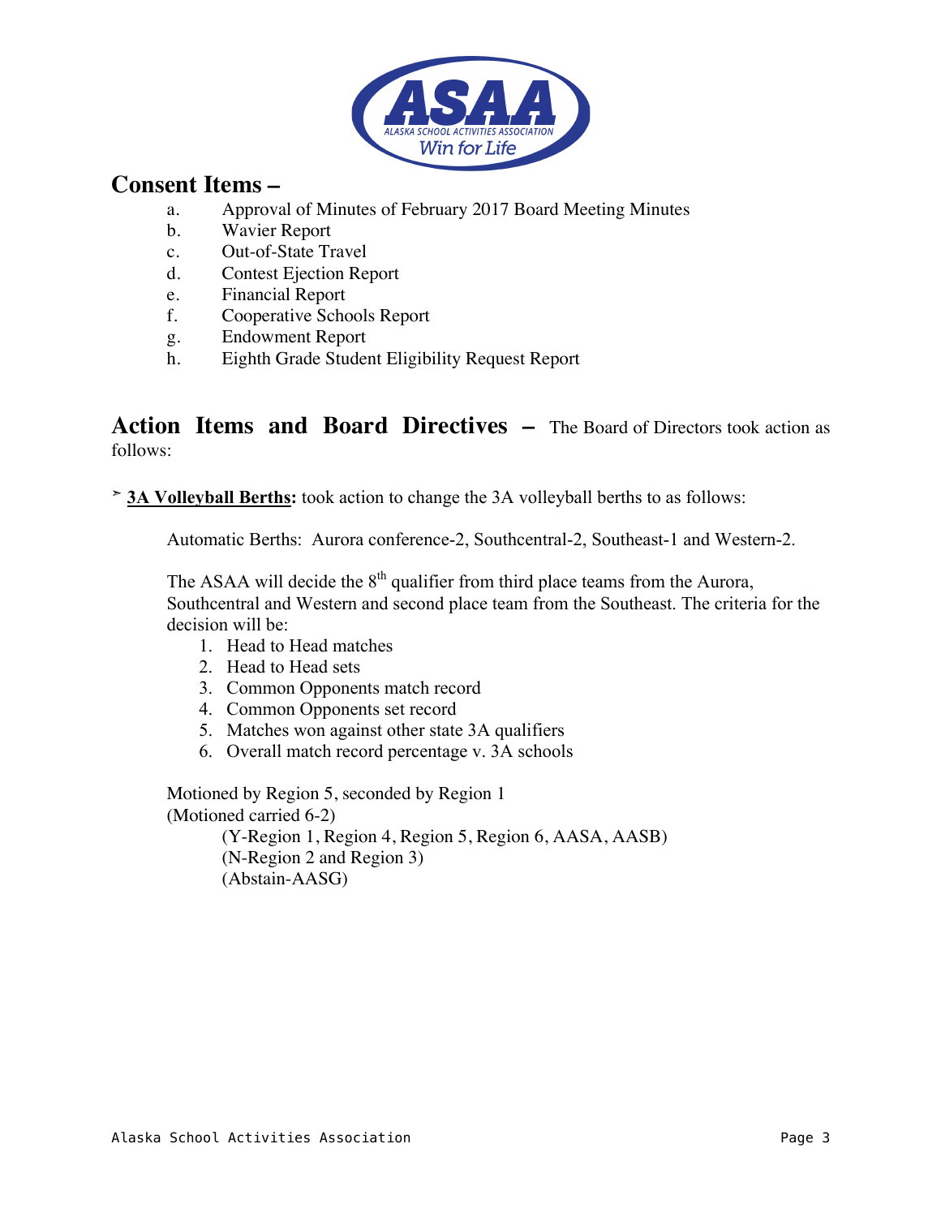## Consent Items –

a. Approval of Minutes of February 2017 Board Meeting Minutes
b. Wavier Report
c. Out-of-State Travel
d. Contest Ejection Report
e. Financial Report
f. Cooperative Schools Report
g. Endowment Report
h. Eighth Grade Student Eligibility Request Report

## Action Items and Board Directives – The Board of Directors took action as follows:

➢ **3A Volleyball Berths:** took action to change the 3A volleyball berths to as follows:

Automatic Berths: Aurora conference-2, Southcentral-2, Southeast-1 and Western-2.

The ASAA will decide the 8th qualifier from third place teams from the Aurora, Southcentral and Western and second place team from the Southeast. The criteria for the decision will be:

1. Head to Head matches
2. Head to Head sets
3. Common Opponents match record
4. Common Opponents set record
5. Matches won against other state 3A qualifiers
6. Overall match record percentage v. 3A schools

Motioned by Region 5, seconded by Region 1
(Motioned carried 6-2)
(Y-Region 1, Region 4, Region 5, Region 6, AASA, AASB)
(N-Region 2 and Region 3)
(Abstain-AASG)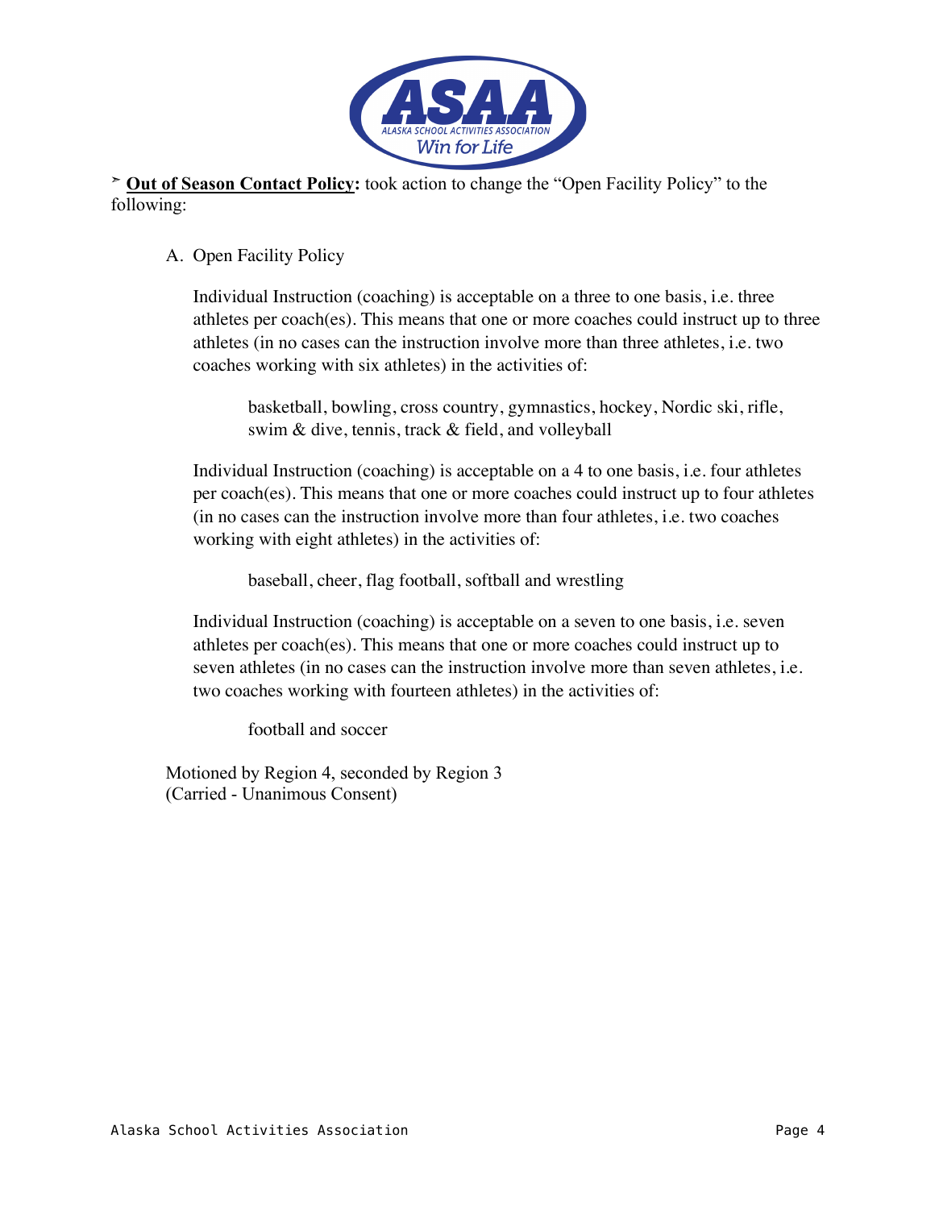➢ **<u>Out of Season Contact Policy</u>:** took action to change the "Open Facility Policy" to the following:

A. Open Facility Policy

Individual Instruction (coaching) is acceptable on a three to one basis, i.e. three athletes per coach(es). This means that one or more coaches could instruct up to three athletes (in no cases can the instruction involve more than three athletes, i.e. two coaches working with six athletes) in the activities of:

> basketball, bowling, cross country, gymnastics, hockey, Nordic ski, rifle, swim & dive, tennis, track & field, and volleyball

Individual Instruction (coaching) is acceptable on a 4 to one basis, i.e. four athletes per coach(es). This means that one or more coaches could instruct up to four athletes (in no cases can the instruction involve more than four athletes, i.e. two coaches working with eight athletes) in the activities of:

> baseball, cheer, flag football, softball and wrestling

Individual Instruction (coaching) is acceptable on a seven to one basis, i.e. seven athletes per coach(es). This means that one or more coaches could instruct up to seven athletes (in no cases can the instruction involve more than seven athletes, i.e. two coaches working with fourteen athletes) in the activities of:

> football and soccer

Motioned by Region 4, seconded by Region 3
(Carried - Unanimous Consent)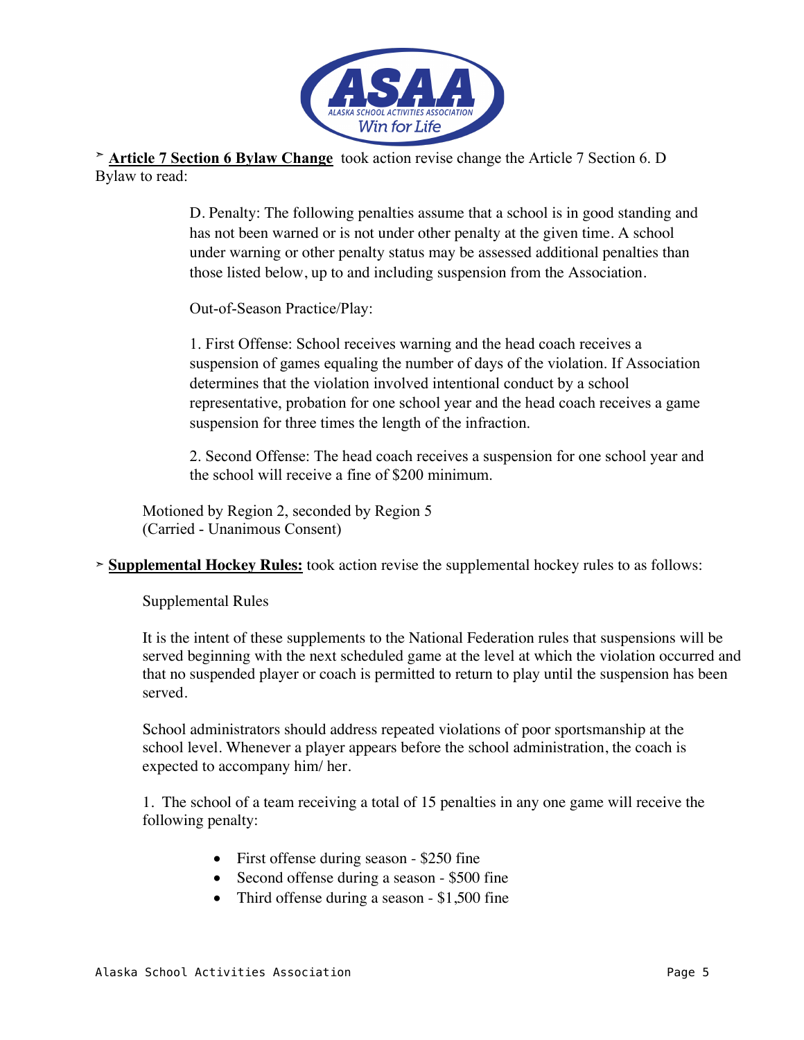➢ **Article 7 Section 6 Bylaw Change** took action revise change the Article 7 Section 6. D Bylaw to read:

> D. Penalty: The following penalties assume that a school is in good standing and has not been warned or is not under other penalty at the given time. A school under warning or other penalty status may be assessed additional penalties than those listed below, up to and including suspension from the Association.
>
> Out-of-Season Practice/Play:
>
> 1. First Offense: School receives warning and the head coach receives a suspension of games equaling the number of days of the violation. If Association determines that the violation involved intentional conduct by a school representative, probation for one school year and the head coach receives a game suspension for three times the length of the infraction.
>
> 2. Second Offense: The head coach receives a suspension for one school year and the school will receive a fine of $200 minimum.

Motioned by Region 2, seconded by Region 5
(Carried - Unanimous Consent)

➢ **Supplemental Hockey Rules:** took action revise the supplemental hockey rules to as follows:

Supplemental Rules

It is the intent of these supplements to the National Federation rules that suspensions will be served beginning with the next scheduled game at the level at which the violation occurred and that no suspended player or coach is permitted to return to play until the suspension has been served.

School administrators should address repeated violations of poor sportsmanship at the school level. Whenever a player appears before the school administration, the coach is expected to accompany him/ her.

1. The school of a team receiving a total of 15 penalties in any one game will receive the following penalty:

- First offense during season - $250 fine
- Second offense during a season - $500 fine
- Third offense during a season - $1,500 fine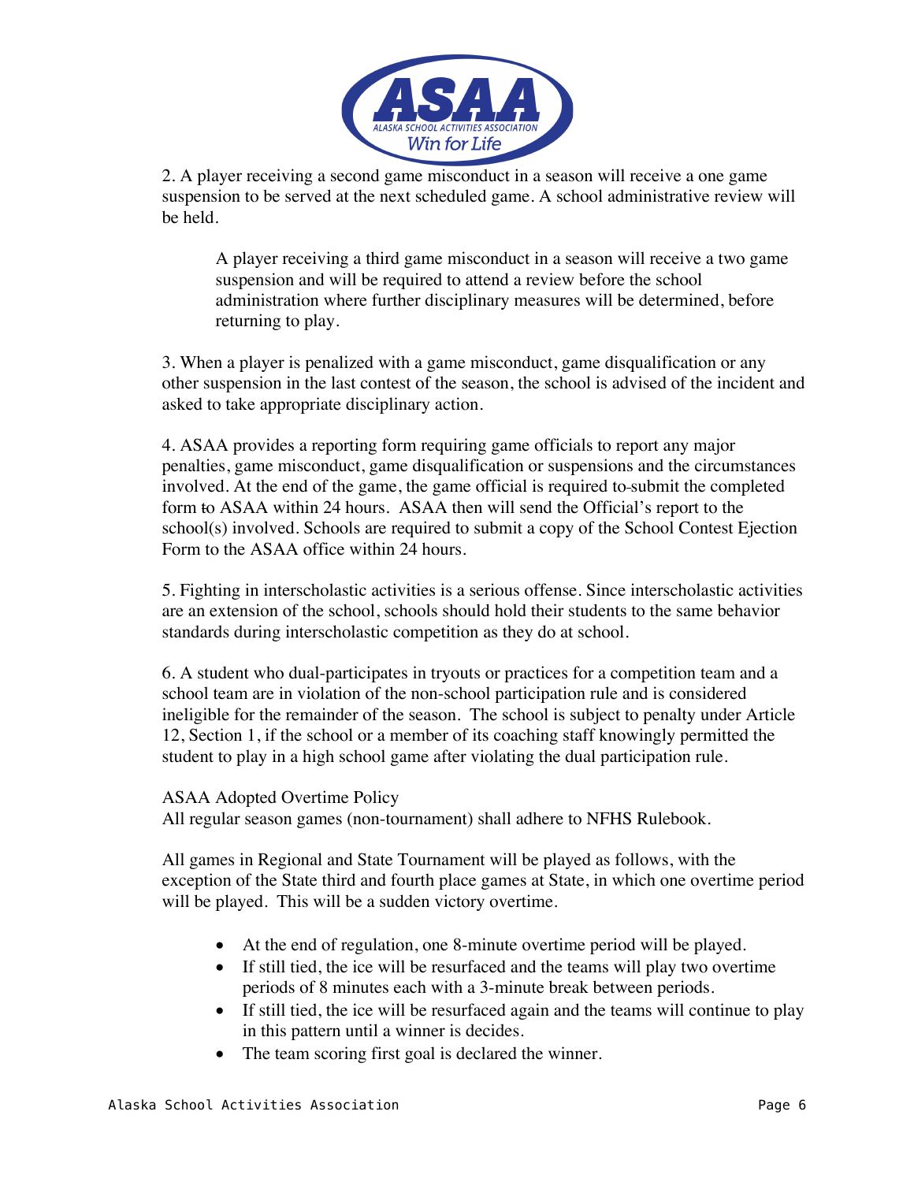2. A player receiving a second game misconduct in a season will receive a one game suspension to be served at the next scheduled game. A school administrative review will be held.

> A player receiving a third game misconduct in a season will receive a two game suspension and will be required to attend a review before the school administration where further disciplinary measures will be determined, before returning to play.

3. When a player is penalized with a game misconduct, game disqualification or any other suspension in the last contest of the season, the school is advised of the incident and asked to take appropriate disciplinary action.

4. ASAA provides a reporting form requiring game officials to report any major penalties, game misconduct, game disqualification or suspensions and the circumstances involved. At the end of the game, the game official is required to submit the completed form to ASAA within 24 hours. ASAA then will send the Official's report to the school(s) involved. Schools are required to submit a copy of the School Contest Ejection Form to the ASAA office within 24 hours.

5. Fighting in interscholastic activities is a serious offense. Since interscholastic activities are an extension of the school, schools should hold their students to the same behavior standards during interscholastic competition as they do at school.

6. A student who dual-participates in tryouts or practices for a competition team and a school team are in violation of the non-school participation rule and is considered ineligible for the remainder of the season. The school is subject to penalty under Article 12, Section 1, if the school or a member of its coaching staff knowingly permitted the student to play in a high school game after violating the dual participation rule.

ASAA Adopted Overtime Policy
All regular season games (non-tournament) shall adhere to NFHS Rulebook.

All games in Regional and State Tournament will be played as follows, with the exception of the State third and fourth place games at State, in which one overtime period will be played. This will be a sudden victory overtime.

- At the end of regulation, one 8-minute overtime period will be played.
- If still tied, the ice will be resurfaced and the teams will play two overtime periods of 8 minutes each with a 3-minute break between periods.
- If still tied, the ice will be resurfaced again and the teams will continue to play in this pattern until a winner is decides.
- The team scoring first goal is declared the winner.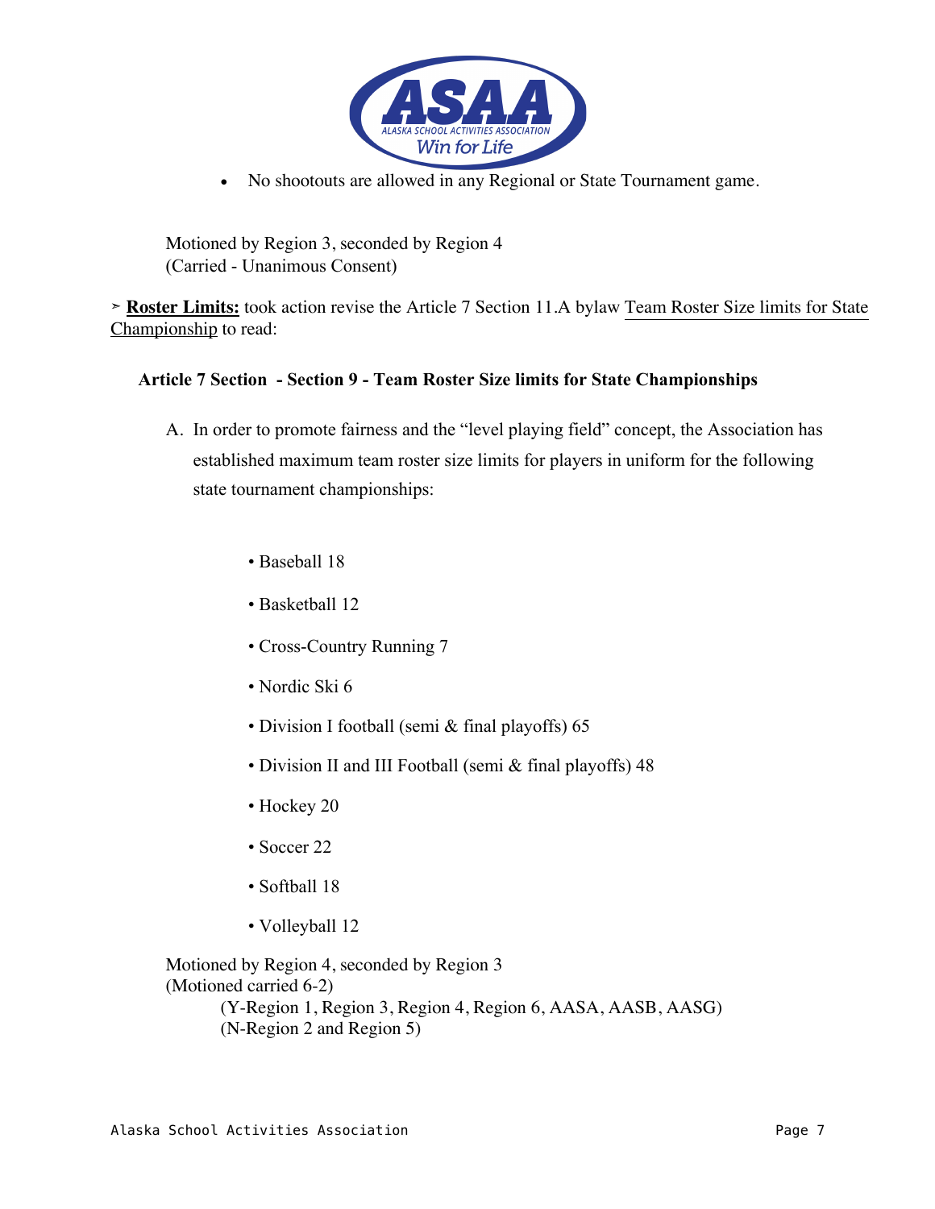- No shootouts are allowed in any Regional or State Tournament game.

Motioned by Region 3, seconded by Region 4
(Carried - Unanimous Consent)

➢ **Roster Limits:** took action revise the Article 7 Section 11.A bylaw Team Roster Size limits for State Championship to read:

**Article 7 Section - Section 9 - Team Roster Size limits for State Championships**

A. In order to promote fairness and the "level playing field" concept, the Association has established maximum team roster size limits for players in uniform for the following state tournament championships:

- Baseball 18
- Basketball 12
- Cross-Country Running 7
- Nordic Ski 6
- Division I football (semi & final playoffs) 65
- Division II and III Football (semi & final playoffs) 48
- Hockey 20
- Soccer 22
- Softball 18
- Volleyball 12

Motioned by Region 4, seconded by Region 3
(Motioned carried 6-2)
(Y-Region 1, Region 3, Region 4, Region 6, AASA, AASB, AASG)
(N-Region 2 and Region 5)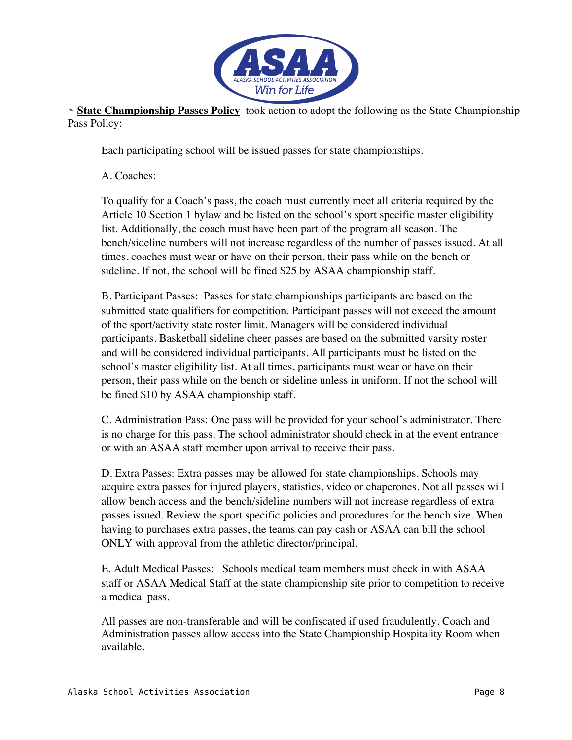➢ **<u>State Championship Passes Policy</u>** took action to adopt the following as the State Championship Pass Policy:

Each participating school will be issued passes for state championships.

A. Coaches:

To qualify for a Coach's pass, the coach must currently meet all criteria required by the Article 10 Section 1 bylaw and be listed on the school's sport specific master eligibility list. Additionally, the coach must have been part of the program all season. The bench/sideline numbers will not increase regardless of the number of passes issued. At all times, coaches must wear or have on their person, their pass while on the bench or sideline. If not, the school will be fined $25 by ASAA championship staff.

B. Participant Passes: Passes for state championships participants are based on the submitted state qualifiers for competition. Participant passes will not exceed the amount of the sport/activity state roster limit. Managers will be considered individual participants. Basketball sideline cheer passes are based on the submitted varsity roster and will be considered individual participants. All participants must be listed on the school's master eligibility list. At all times, participants must wear or have on their person, their pass while on the bench or sideline unless in uniform. If not the school will be fined $10 by ASAA championship staff.

C. Administration Pass: One pass will be provided for your school's administrator. There is no charge for this pass. The school administrator should check in at the event entrance or with an ASAA staff member upon arrival to receive their pass.

D. Extra Passes: Extra passes may be allowed for state championships. Schools may acquire extra passes for injured players, statistics, video or chaperones. Not all passes will allow bench access and the bench/sideline numbers will not increase regardless of extra passes issued. Review the sport specific policies and procedures for the bench size. When having to purchases extra passes, the teams can pay cash or ASAA can bill the school ONLY with approval from the athletic director/principal.

E. Adult Medical Passes: Schools medical team members must check in with ASAA staff or ASAA Medical Staff at the state championship site prior to competition to receive a medical pass.

All passes are non-transferable and will be confiscated if used fraudulently. Coach and Administration passes allow access into the State Championship Hospitality Room when available.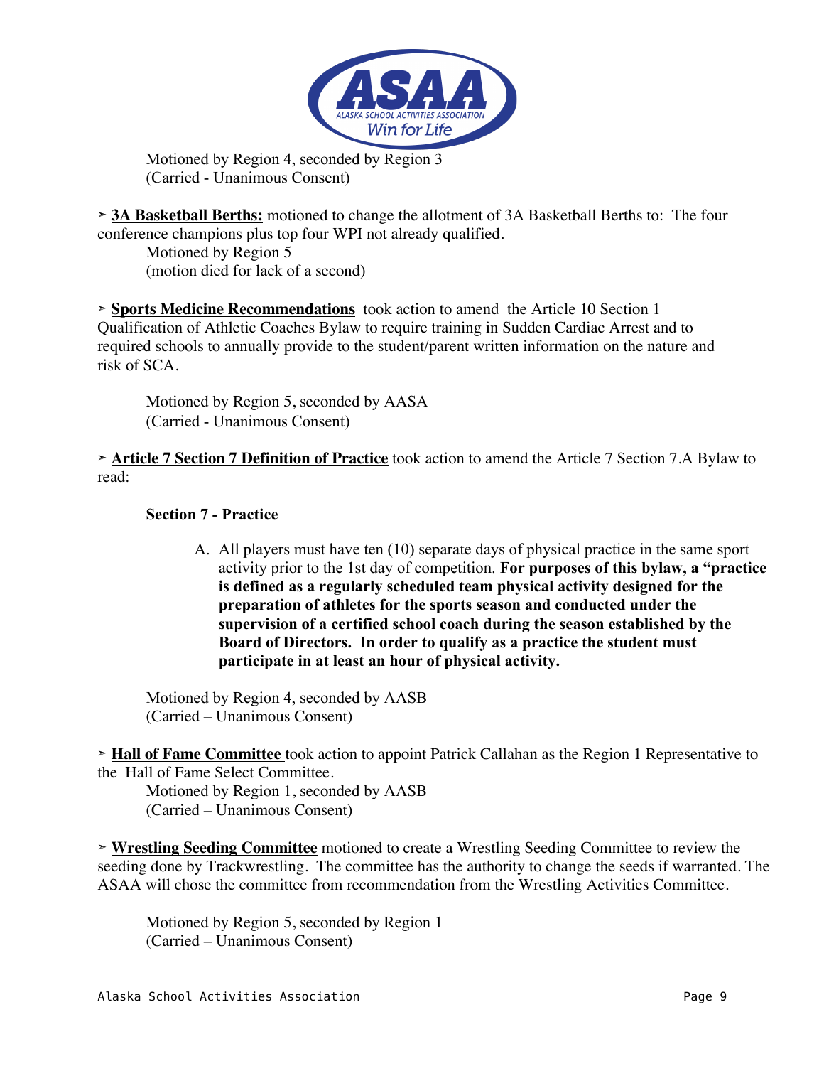Motioned by Region 4, seconded by Region 3
(Carried - Unanimous Consent)

➢ **3A Basketball Berths:** motioned to change the allotment of 3A Basketball Berths to: The four conference champions plus top four WPI not already qualified.
Motioned by Region 5
(motion died for lack of a second)

➢ **Sports Medicine Recommendations** took action to amend the Article 10 Section 1 Qualification of Athletic Coaches Bylaw to require training in Sudden Cardiac Arrest and to required schools to annually provide to the student/parent written information on the nature and risk of SCA.

Motioned by Region 5, seconded by AASA
(Carried - Unanimous Consent)

➢ **Article 7 Section 7 Definition of Practice** took action to amend the Article 7 Section 7.A Bylaw to read:

**Section 7 - Practice**

A. All players must have ten (10) separate days of physical practice in the same sport activity prior to the 1st day of competition. **For purposes of this bylaw, a "practice is defined as a regularly scheduled team physical activity designed for the preparation of athletes for the sports season and conducted under the supervision of a certified school coach during the season established by the Board of Directors. In order to qualify as a practice the student must participate in at least an hour of physical activity.**

Motioned by Region 4, seconded by AASB
(Carried – Unanimous Consent)

➢ **Hall of Fame Committee** took action to appoint Patrick Callahan as the Region 1 Representative to the Hall of Fame Select Committee.
Motioned by Region 1, seconded by AASB
(Carried – Unanimous Consent)

➢ **Wrestling Seeding Committee** motioned to create a Wrestling Seeding Committee to review the seeding done by Trackwrestling. The committee has the authority to change the seeds if warranted. The ASAA will chose the committee from recommendation from the Wrestling Activities Committee.

Motioned by Region 5, seconded by Region 1
(Carried – Unanimous Consent)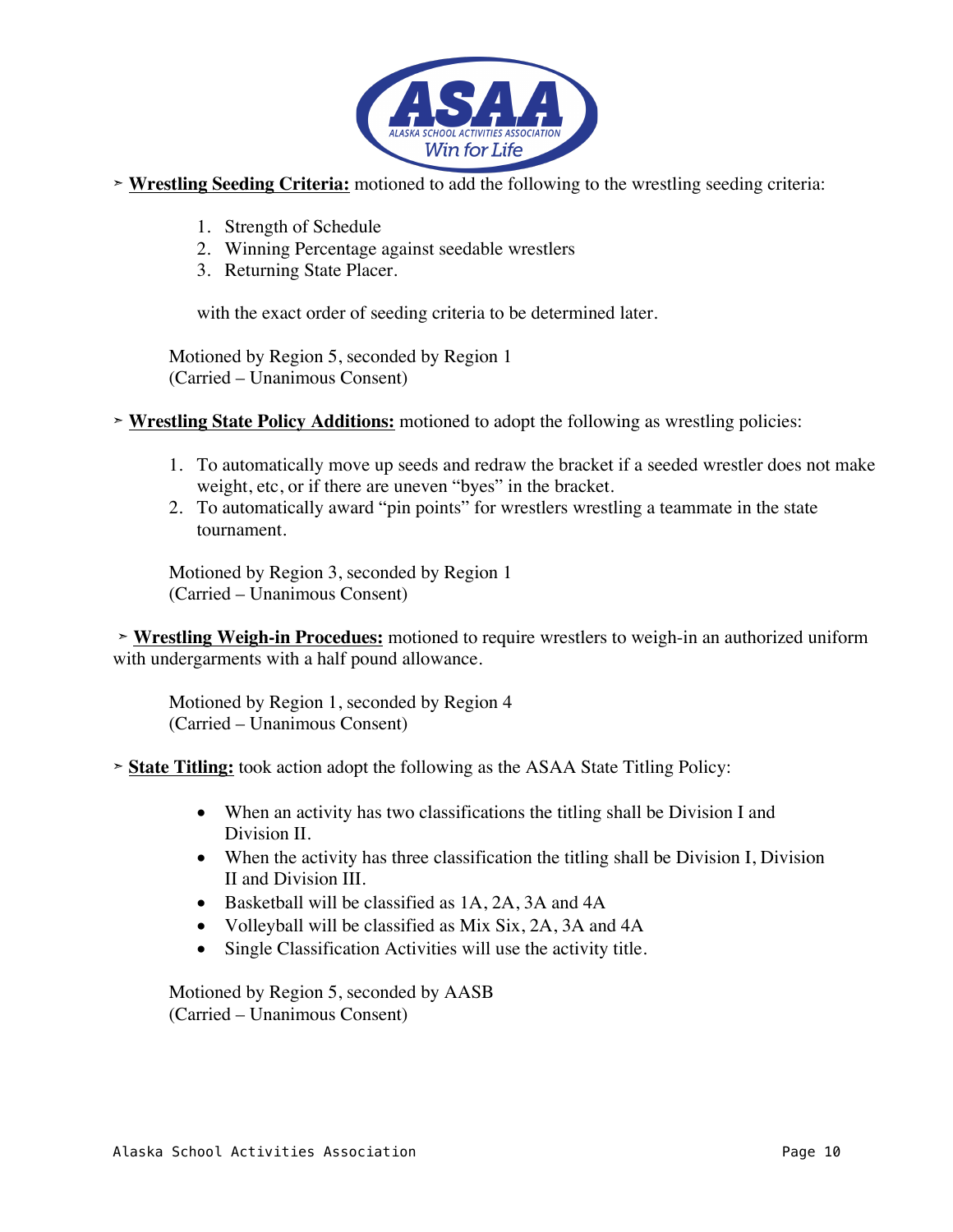- **Wrestling Seeding Criteria:** motioned to add the following to the wrestling seeding criteria:

    1. Strength of Schedule
    2. Winning Percentage against seedable wrestlers
    3. Returning State Placer.

    with the exact order of seeding criteria to be determined later.

    Motioned by Region 5, seconded by Region 1
    (Carried – Unanimous Consent)

- **Wrestling State Policy Additions:** motioned to adopt the following as wrestling policies:

    1. To automatically move up seeds and redraw the bracket if a seeded wrestler does not make weight, etc, or if there are uneven "byes" in the bracket.
    2. To automatically award "pin points" for wrestlers wrestling a teammate in the state tournament.

    Motioned by Region 3, seconded by Region 1
    (Carried – Unanimous Consent)

- **Wrestling Weigh-in Procedues:** motioned to require wrestlers to weigh-in an authorized uniform with undergarments with a half pound allowance.

    Motioned by Region 1, seconded by Region 4
    (Carried – Unanimous Consent)

- **State Titling:** took action adopt the following as the ASAA State Titling Policy:

    - When an activity has two classifications the titling shall be Division I and Division II.
    - When the activity has three classification the titling shall be Division I, Division II and Division III.
    - Basketball will be classified as 1A, 2A, 3A and 4A
    - Volleyball will be classified as Mix Six, 2A, 3A and 4A
    - Single Classification Activities will use the activity title.

    Motioned by Region 5, seconded by AASB
    (Carried – Unanimous Consent)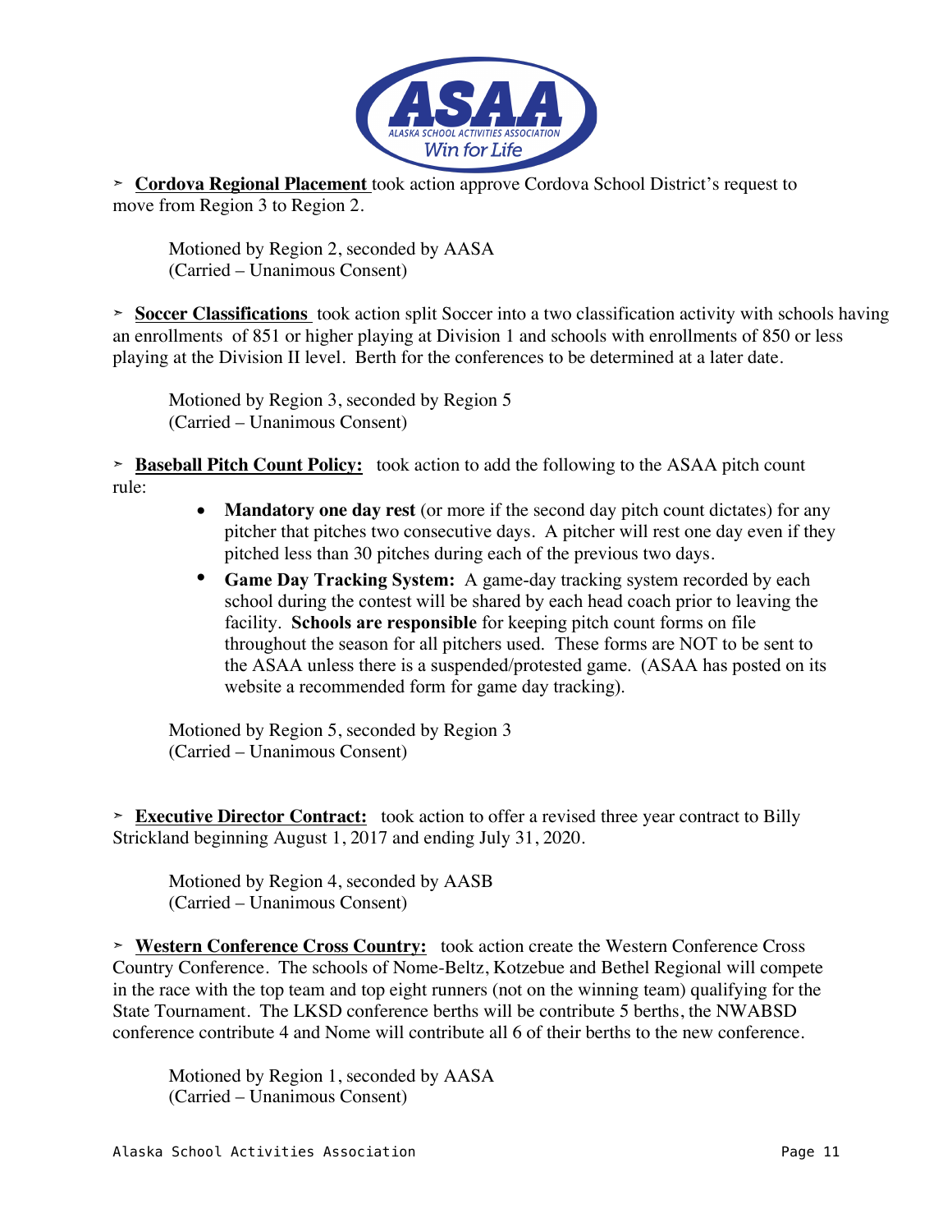➢ **Cordova Regional Placement** took action approve Cordova School District's request to move from Region 3 to Region 2.

Motioned by Region 2, seconded by AASA
(Carried – Unanimous Consent)

➢ **Soccer Classifications** took action split Soccer into a two classification activity with schools having an enrollments of 851 or higher playing at Division 1 and schools with enrollments of 850 or less playing at the Division II level. Berth for the conferences to be determined at a later date.

Motioned by Region 3, seconded by Region 5
(Carried – Unanimous Consent)

➢ **Baseball Pitch Count Policy:** took action to add the following to the ASAA pitch count rule:

- **Mandatory one day rest** (or more if the second day pitch count dictates) for any pitcher that pitches two consecutive days. A pitcher will rest one day even if they pitched less than 30 pitches during each of the previous two days.
- **Game Day Tracking System:** A game-day tracking system recorded by each school during the contest will be shared by each head coach prior to leaving the facility. **Schools are responsible** for keeping pitch count forms on file throughout the season for all pitchers used. These forms are NOT to be sent to the ASAA unless there is a suspended/protested game. (ASAA has posted on its website a recommended form for game day tracking).

Motioned by Region 5, seconded by Region 3
(Carried – Unanimous Consent)

➢ **Executive Director Contract:** took action to offer a revised three year contract to Billy Strickland beginning August 1, 2017 and ending July 31, 2020.

Motioned by Region 4, seconded by AASB
(Carried – Unanimous Consent)

➢ **Western Conference Cross Country:** took action create the Western Conference Cross Country Conference. The schools of Nome-Beltz, Kotzebue and Bethel Regional will compete in the race with the top team and top eight runners (not on the winning team) qualifying for the State Tournament. The LKSD conference berths will be contribute 5 berths, the NWABSD conference contribute 4 and Nome will contribute all 6 of their berths to the new conference.

Motioned by Region 1, seconded by AASA
(Carried – Unanimous Consent)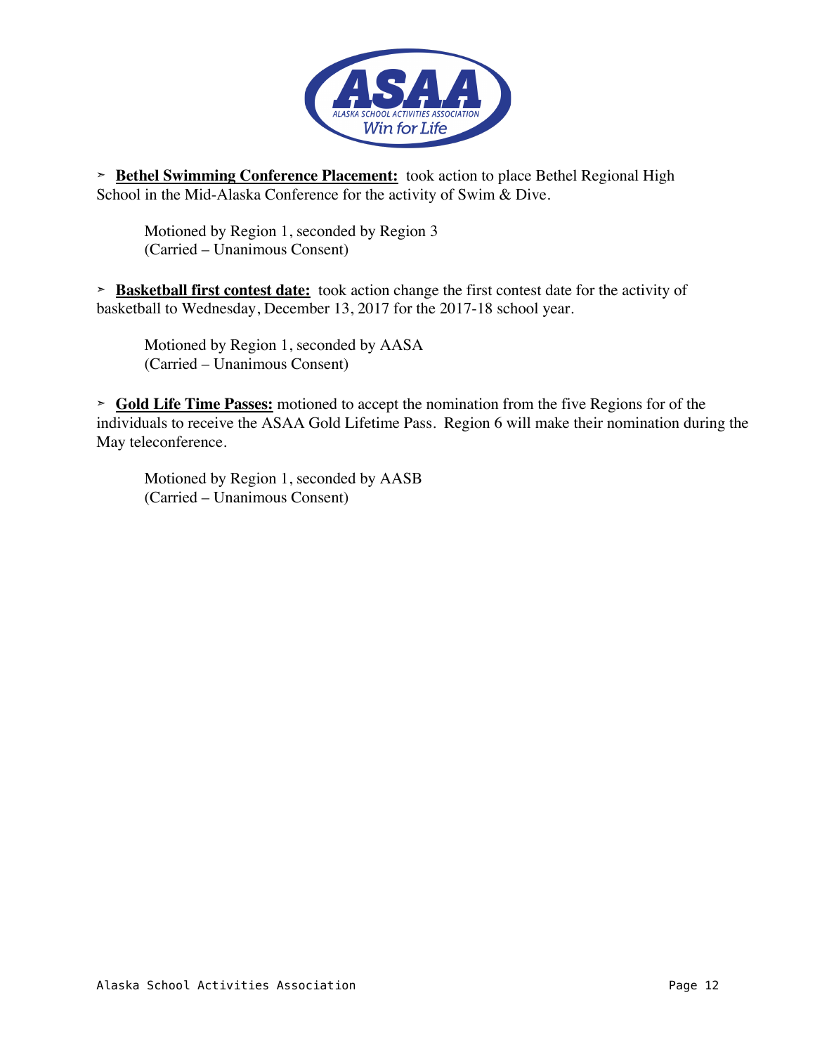- **Bethel Swimming Conference Placement:** took action to place Bethel Regional High School in the Mid-Alaska Conference for the activity of Swim & Dive.

  Motioned by Region 1, seconded by Region 3
  (Carried – Unanimous Consent)

- **Basketball first contest date:** took action change the first contest date for the activity of basketball to Wednesday, December 13, 2017 for the 2017-18 school year.

  Motioned by Region 1, seconded by AASA
  (Carried – Unanimous Consent)

- **Gold Life Time Passes:** motioned to accept the nomination from the five Regions for of the individuals to receive the ASAA Gold Lifetime Pass. Region 6 will make their nomination during the May teleconference.

  Motioned by Region 1, seconded by AASB
  (Carried – Unanimous Consent)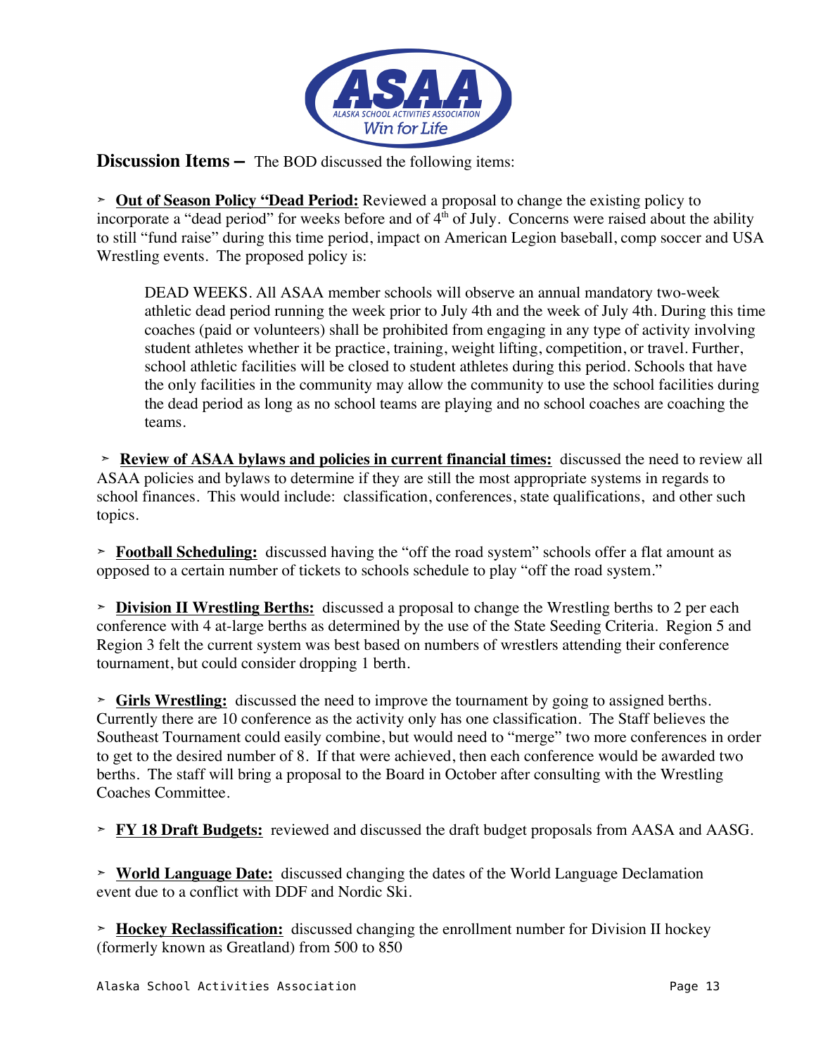**Discussion Items –** The BOD discussed the following items:

- **Out of Season Policy "Dead Period:** Reviewed a proposal to change the existing policy to incorporate a "dead period" for weeks before and of 4th of July. Concerns were raised about the ability to still "fund raise" during this time period, impact on American Legion baseball, comp soccer and USA Wrestling events. The proposed policy is:

  > DEAD WEEKS. All ASAA member schools will observe an annual mandatory two-week athletic dead period running the week prior to July 4th and the week of July 4th. During this time coaches (paid or volunteers) shall be prohibited from engaging in any type of activity involving student athletes whether it be practice, training, weight lifting, competition, or travel. Further, school athletic facilities will be closed to student athletes during this period. Schools that have the only facilities in the community may allow the community to use the school facilities during the dead period as long as no school teams are playing and no school coaches are coaching the teams.

- **Review of ASAA bylaws and policies in current financial times:** discussed the need to review all ASAA policies and bylaws to determine if they are still the most appropriate systems in regards to school finances. This would include: classification, conferences, state qualifications, and other such topics.

- **Football Scheduling:** discussed having the "off the road system" schools offer a flat amount as opposed to a certain number of tickets to schools schedule to play "off the road system."

- **Division II Wrestling Berths:** discussed a proposal to change the Wrestling berths to 2 per each conference with 4 at-large berths as determined by the use of the State Seeding Criteria. Region 5 and Region 3 felt the current system was best based on numbers of wrestlers attending their conference tournament, but could consider dropping 1 berth.

- **Girls Wrestling:** discussed the need to improve the tournament by going to assigned berths. Currently there are 10 conference as the activity only has one classification. The Staff believes the Southeast Tournament could easily combine, but would need to "merge" two more conferences in order to get to the desired number of 8. If that were achieved, then each conference would be awarded two berths. The staff will bring a proposal to the Board in October after consulting with the Wrestling Coaches Committee.

- **FY 18 Draft Budgets:** reviewed and discussed the draft budget proposals from AASA and AASG.

- **World Language Date:** discussed changing the dates of the World Language Declamation event due to a conflict with DDF and Nordic Ski.

- **Hockey Reclassification:** discussed changing the enrollment number for Division II hockey (formerly known as Greatland) from 500 to 850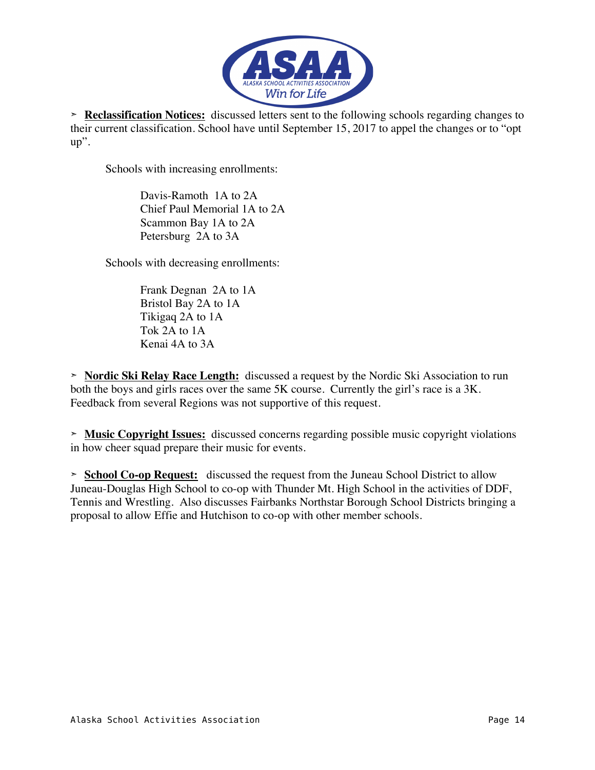➢ **Reclassification Notices:** discussed letters sent to the following schools regarding changes to their current classification. School have until September 15, 2017 to appel the changes or to "opt up".

Schools with increasing enrollments:

Davis-Ramoth 1A to 2A
Chief Paul Memorial 1A to 2A
Scammon Bay 1A to 2A
Petersburg 2A to 3A

Schools with decreasing enrollments:

Frank Degnan 2A to 1A
Bristol Bay 2A to 1A
Tikigaq 2A to 1A
Tok 2A to 1A
Kenai 4A to 3A

➢ **Nordic Ski Relay Race Length:** discussed a request by the Nordic Ski Association to run both the boys and girls races over the same 5K course. Currently the girl's race is a 3K. Feedback from several Regions was not supportive of this request.

➢ **Music Copyright Issues:** discussed concerns regarding possible music copyright violations in how cheer squad prepare their music for events.

➢ **School Co-op Request:** discussed the request from the Juneau School District to allow Juneau-Douglas High School to co-op with Thunder Mt. High School in the activities of DDF, Tennis and Wrestling. Also discusses Fairbanks Northstar Borough School Districts bringing a proposal to allow Effie and Hutchison to co-op with other member schools.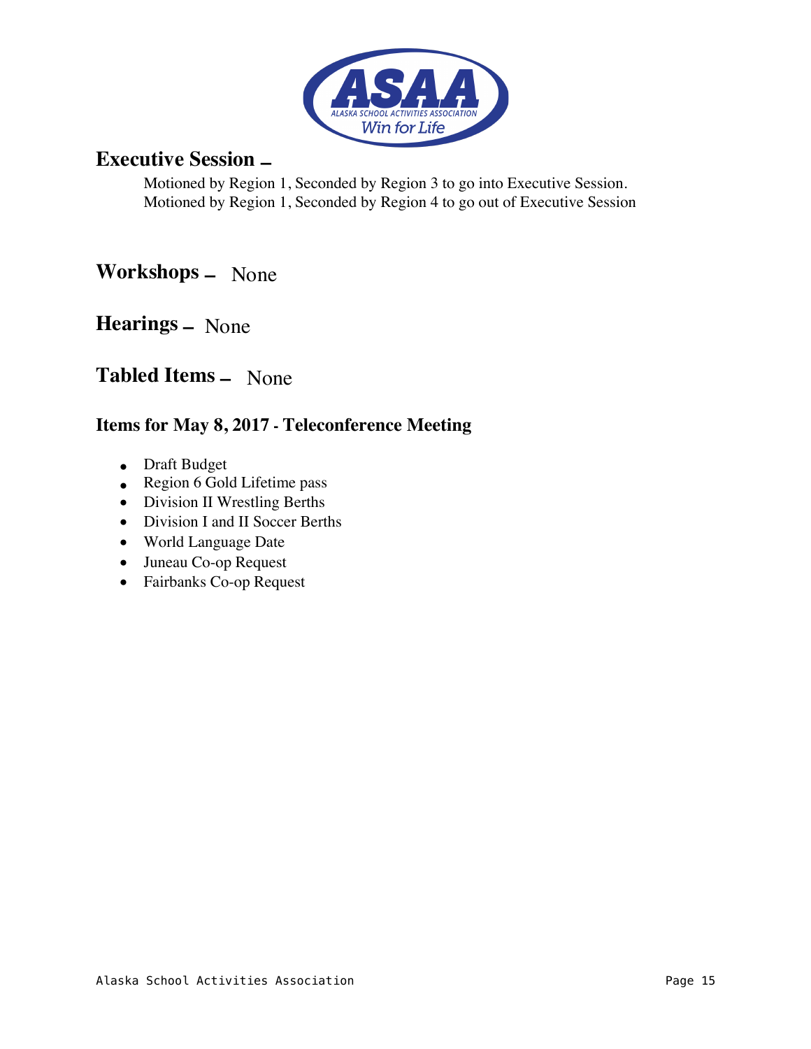## Executive Session –

Motioned by Region 1, Seconded by Region 3 to go into Executive Session.
Motioned by Region 1, Seconded by Region 4 to go out of Executive Session

## Workshops – None

## Hearings – None

## Tabled Items – None

### Items for May 8, 2017 - Teleconference Meeting

- Draft Budget
- Region 6 Gold Lifetime pass
- Division II Wrestling Berths
- Division I and II Soccer Berths
- World Language Date
- Juneau Co-op Request
- Fairbanks Co-op Request